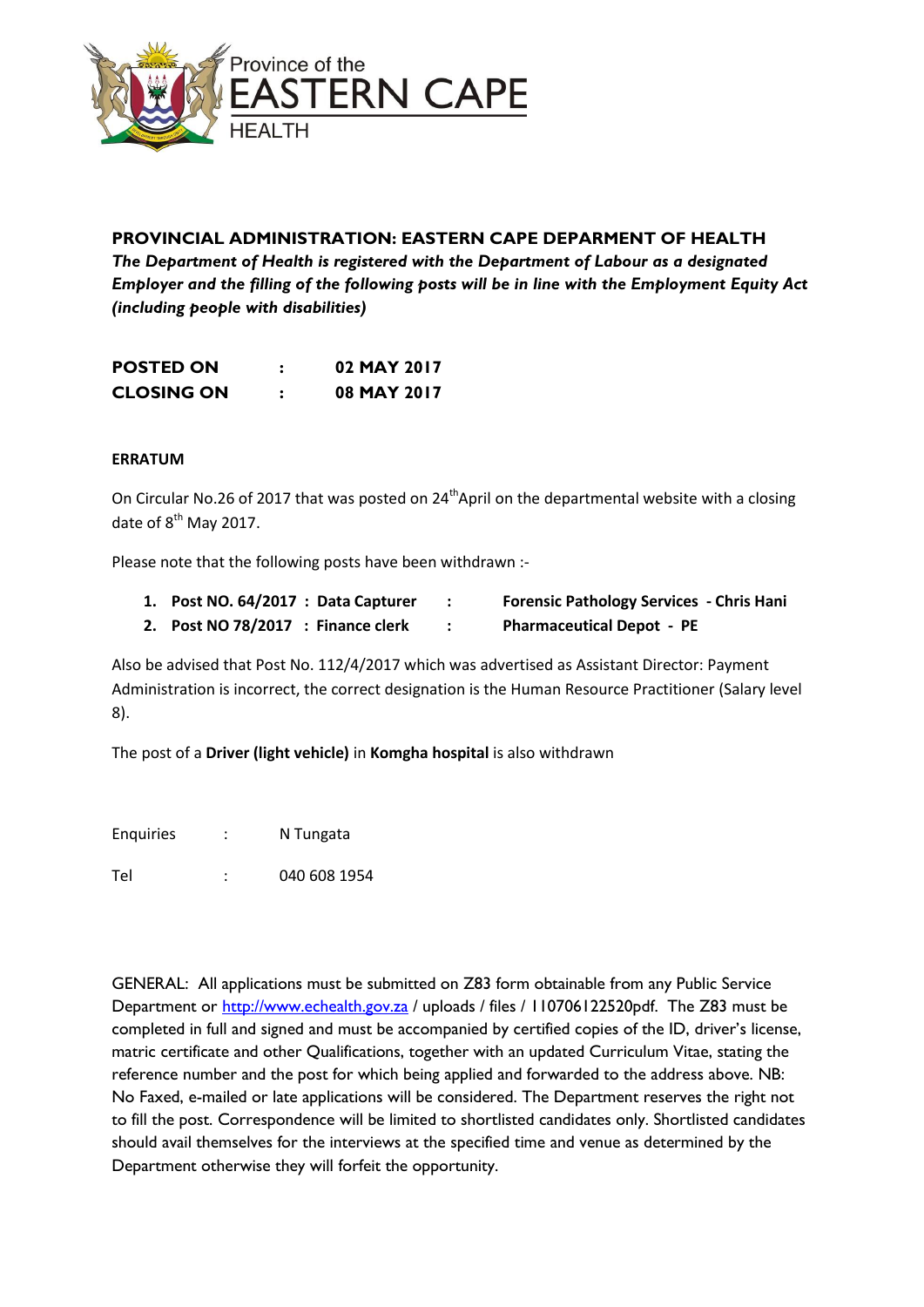Province of the

EASTERN CAPE

HEALTH

## PROVINCIAL ADMINISTRATION: EASTERN CAPE DEPARMENT OF HEALTH

***The Department of Health is registered with the Department of Labour as a designated Employer and the filling of the following posts will be in line with the Employment Equity Act (including people with disabilities)***

| | | |
|---|---|---|
| **POSTED ON** | **:** | **02 MAY 2017** |
| **CLOSING ON** | **:** | **08 MAY 2017** |

**ERRATUM**

On Circular No.26 of 2017 that was posted on 24th April on the departmental website with a closing date of 8th May 2017.

Please note that the following posts have been withdrawn :-

1. **Post NO. 64/2017 : Data Capturer : Forensic Pathology Services - Chris Hani**
2. **Post NO 78/2017 : Finance clerk : Pharmaceutical Depot - PE**

Also be advised that Post No. 112/4/2017 which was advertised as Assistant Director: Payment Administration is incorrect, the correct designation is the Human Resource Practitioner (Salary level 8).

The post of a **Driver (light vehicle)** in **Komgha hospital** is also withdrawn

Enquiries : N Tungata

Tel : 040 608 1954

GENERAL: All applications must be submitted on Z83 form obtainable from any Public Service Department or http://www.echealth.gov.za / uploads / files / 110706122520pdf. The Z83 must be completed in full and signed and must be accompanied by certified copies of the ID, driver's license, matric certificate and other Qualifications, together with an updated Curriculum Vitae, stating the reference number and the post for which being applied and forwarded to the address above. NB: No Faxed, e-mailed or late applications will be considered. The Department reserves the right not to fill the post. Correspondence will be limited to shortlisted candidates only. Shortlisted candidates should avail themselves for the interviews at the specified time and venue as determined by the Department otherwise they will forfeit the opportunity.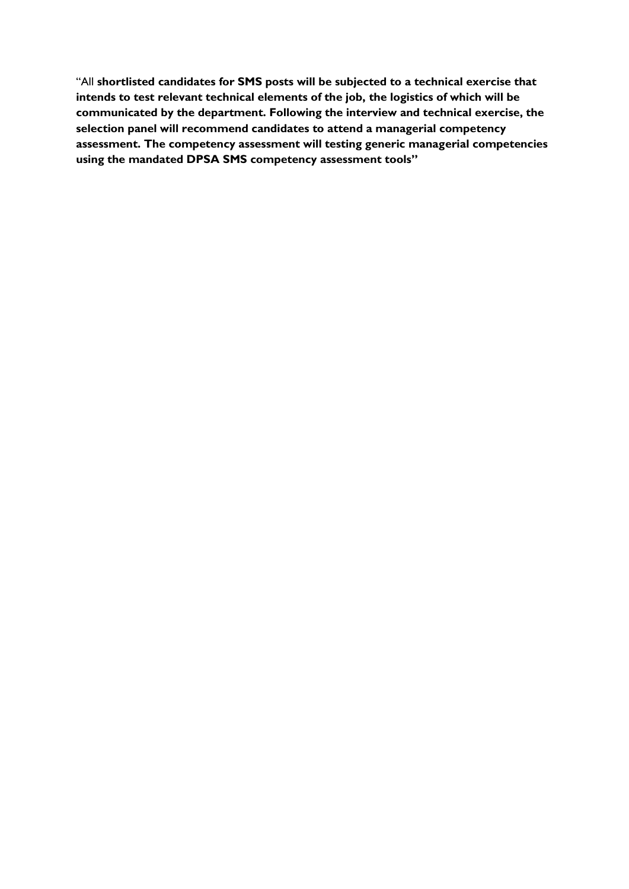"All **shortlisted candidates for SMS posts will be subjected to a technical exercise that intends to test relevant technical elements of the job, the logistics of which will be communicated by the department. Following the interview and technical exercise, the selection panel will recommend candidates to attend a managerial competency assessment. The competency assessment will testing generic managerial competencies using the mandated DPSA SMS competency assessment tools"**